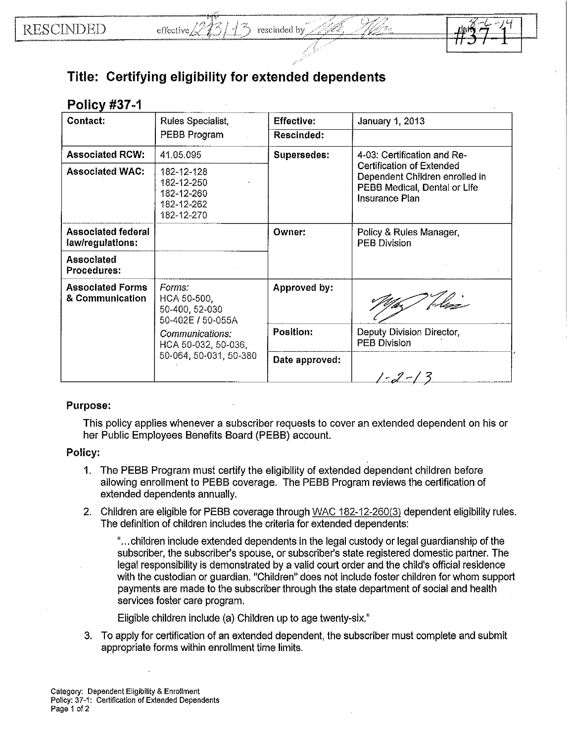RESCINDED effective 12/31/13 rescinded by [signature] #37-1

# Title: Certifying eligibility for extended dependents

## Policy #37-1

| Contact: | Rules Specialist, PEBB Program | Effective: | January 1, 2013 |
|---|---|---|---|
| | | Rescinded: | |
| Associated RCW: | 41.05.095 | Supersedes: | 4-03: Certification and Re-Certification of Extended Dependent Children enrolled in PEBB Medical, Dental or Life Insurance Plan |
| Associated WAC: | 182-12-128<br>182-12-250<br>182-12-260<br>182-12-262<br>182-12-270 | | |
| Associated federal law/regulations: | | Owner: | Policy & Rules Manager, PEB Division |
| Associated Procedures: | | | |
| Associated Forms & Communication | *Forms:*<br>HCA 50-500, 50-400, 52-030<br>50-402E / 50-055A<br>*Communications:*<br>HCA 50-032, 50-036, 50-064, 50-031, 50-380 | Approved by: | [signature] |
| | | Position: | Deputy Division Director, PEB Division |
| | | Date approved: | 1-2-13 |

**Purpose:**

This policy applies whenever a subscriber requests to cover an extended dependent on his or her Public Employees Benefits Board (PEBB) account.

**Policy:**

1. The PEBB Program must certify the eligibility of extended dependent children before allowing enrollment to PEBB coverage. The PEBB Program reviews the certification of extended dependents annually.
2. Children are eligible for PEBB coverage through WAC 182-12-260(3) dependent eligibility rules. The definition of children includes the criteria for extended dependents:

   "…children include extended dependents in the legal custody or legal guardianship of the subscriber, the subscriber's spouse, or subscriber's state registered domestic partner. The legal responsibility is demonstrated by a valid court order and the child's official residence with the custodian or guardian. "Children" does not include foster children for whom support payments are made to the subscriber through the state department of social and health services foster care program.

   Eligible children include (a) Children up to age twenty-six."
3. To apply for certification of an extended dependent, the subscriber must complete and submit appropriate forms within enrollment time limits.

Category: Dependent Eligibility & Enrollment
Policy: 37-1: Certification of Extended Dependents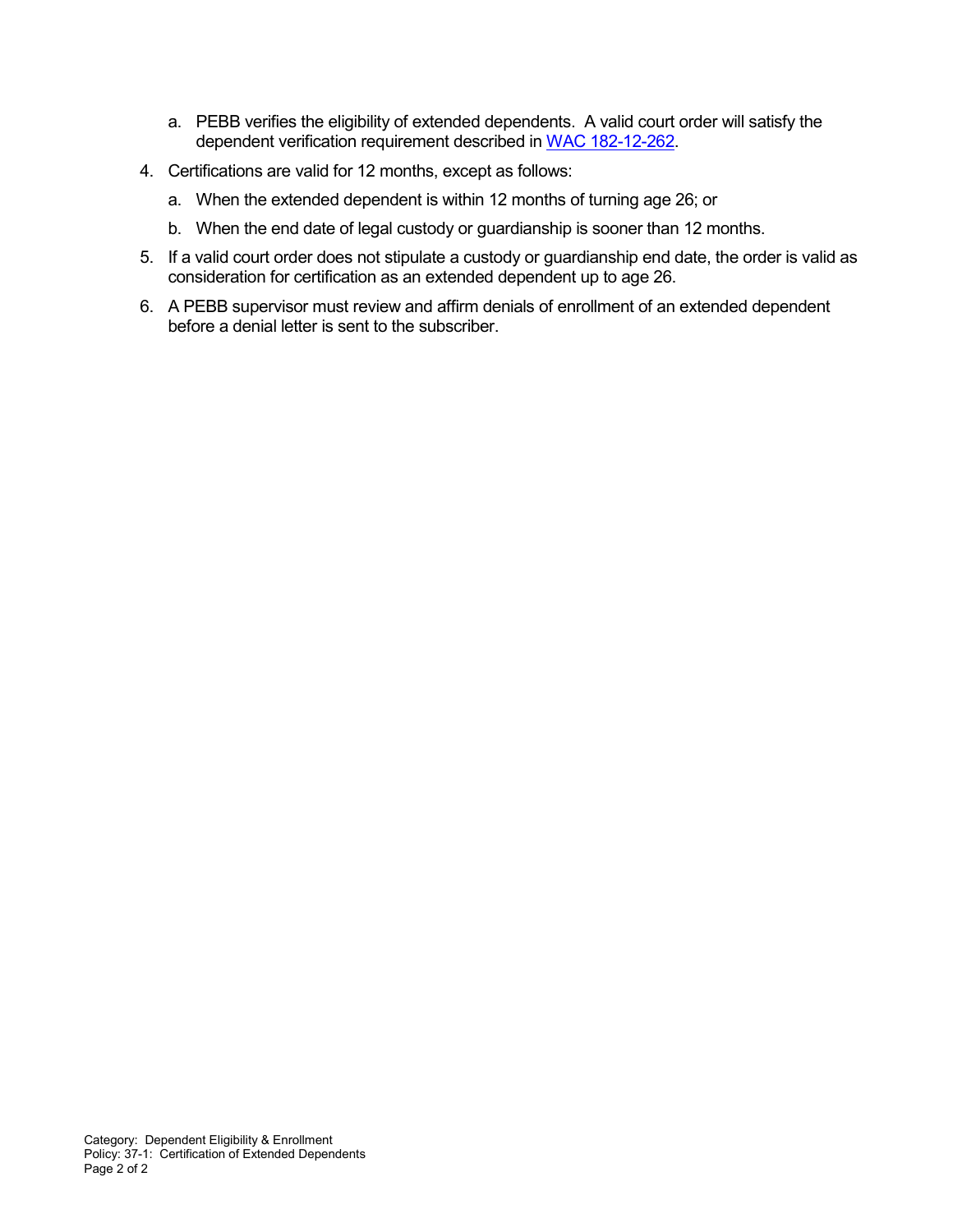a. PEBB verifies the eligibility of extended dependents. A valid court order will satisfy the dependent verification requirement described in [WAC 182-12-262](WAC 182-12-262).

4. Certifications are valid for 12 months, except as follows:

   a. When the extended dependent is within 12 months of turning age 26; or

   b. When the end date of legal custody or guardianship is sooner than 12 months.

5. If a valid court order does not stipulate a custody or guardianship end date, the order is valid as consideration for certification as an extended dependent up to age 26.

6. A PEBB supervisor must review and affirm denials of enrollment of an extended dependent before a denial letter is sent to the subscriber.